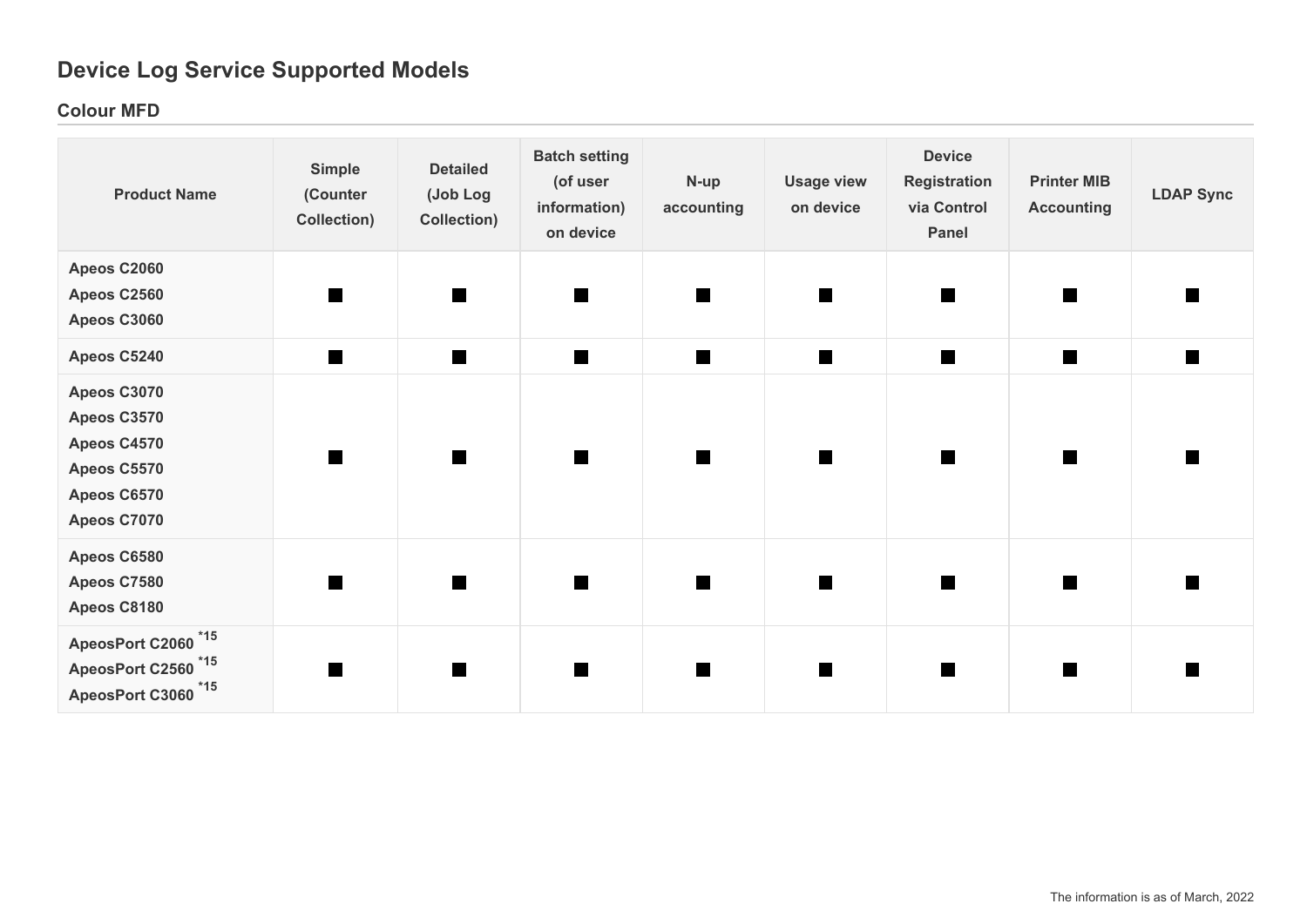# Device Log Service Supported Models

## Colour MFD

| Product Name | Simple (Counter Collection) | Detailed (Job Log Collection) | Batch setting (of user information) on device | N-up accounting | Usage view on device | Device Registration via Control Panel | Printer MIB Accounting | LDAP Sync |
|---|---|---|---|---|---|---|---|---|
| Apeos C2060<br>Apeos C2560<br>Apeos C3060 | ■ | ■ | ■ | ■ | ■ | ■ | ■ | ■ |
| Apeos C5240 | ■ | ■ | ■ | ■ | ■ | ■ | ■ | ■ |
| Apeos C3070<br>Apeos C3570<br>Apeos C4570<br>Apeos C5570<br>Apeos C6570<br>Apeos C7070 | ■ | ■ | ■ | ■ | ■ | ■ | ■ | ■ |
| Apeos C6580<br>Apeos C7580<br>Apeos C8180 | ■ | ■ | ■ | ■ | ■ | ■ | ■ | ■ |
| ApeosPort C2060 *15<br>ApeosPort C2560 *15<br>ApeosPort C3060 *15 | ■ | ■ | ■ | ■ | ■ | ■ | ■ | ■ |

The information is as of March, 2022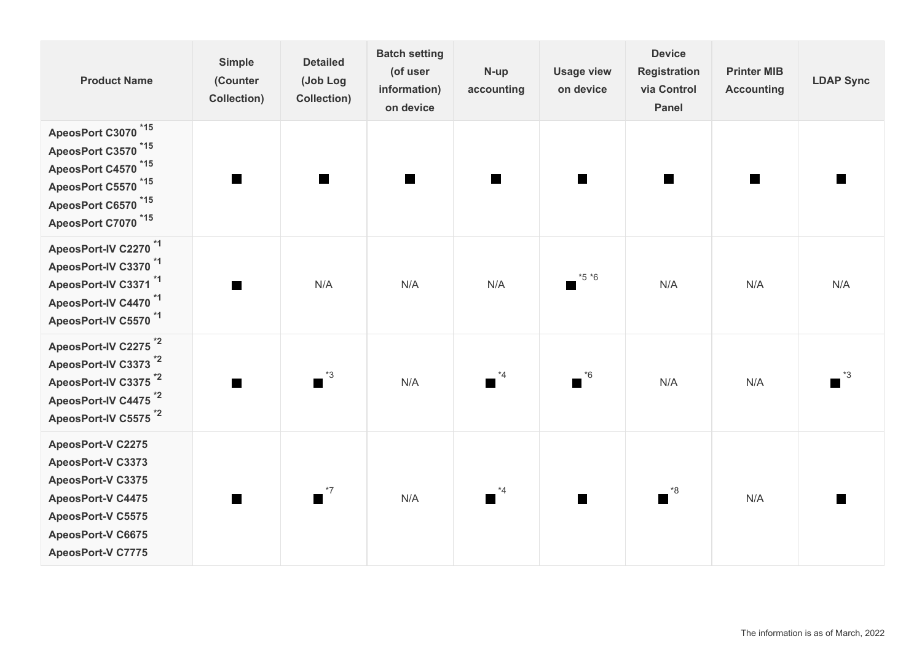| Product Name | Simple (Counter Collection) | Detailed (Job Log Collection) | Batch setting (of user information) on device | N-up accounting | Usage view on device | Device Registration via Control Panel | Printer MIB Accounting | LDAP Sync |
|---|---|---|---|---|---|---|---|---|
| ApeosPort C3070 *15<br>ApeosPort C3570 *15<br>ApeosPort C4570 *15<br>ApeosPort C5570 *15<br>ApeosPort C6570 *15<br>ApeosPort C7070 *15 | ■ | ■ | ■ | ■ | ■ | ■ | ■ | ■ |
| ApeosPort-IV C2270 *1<br>ApeosPort-IV C3370 *1<br>ApeosPort-IV C3371 *1<br>ApeosPort-IV C4470 *1<br>ApeosPort-IV C5570 *1 | ■ | N/A | N/A | N/A | ■ *5 *6 | N/A | N/A | N/A |
| ApeosPort-IV C2275 *2<br>ApeosPort-IV C3373 *2<br>ApeosPort-IV C3375 *2<br>ApeosPort-IV C4475 *2<br>ApeosPort-IV C5575 *2 | ■ | ■ *3 | N/A | ■ *4 | ■ *6 | N/A | N/A | ■ *3 |
| ApeosPort-V C2275<br>ApeosPort-V C3373<br>ApeosPort-V C3375<br>ApeosPort-V C4475<br>ApeosPort-V C5575<br>ApeosPort-V C6675<br>ApeosPort-V C7775 | ■ | ■ *7 | N/A | ■ *4 | ■ | ■ *8 | N/A | ■ |

The information is as of March, 2022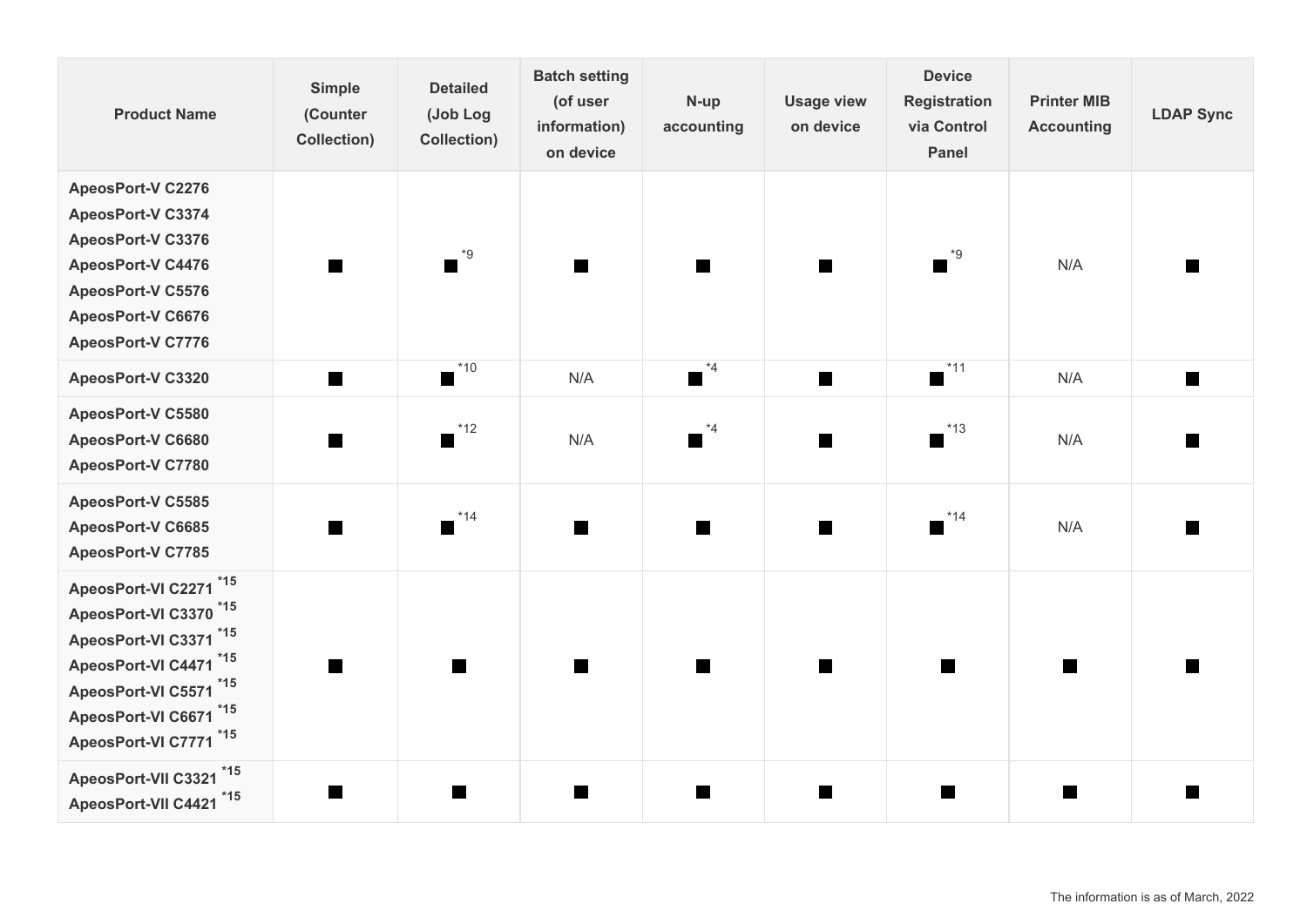| Product Name | Simple (Counter Collection) | Detailed (Job Log Collection) | Batch setting (of user information) on device | N-up accounting | Usage view on device | Device Registration via Control Panel | Printer MIB Accounting | LDAP Sync |
|---|---|---|---|---|---|---|---|---|
| ApeosPort-V C2276<br>ApeosPort-V C3374<br>ApeosPort-V C3376<br>ApeosPort-V C4476<br>ApeosPort-V C5576<br>ApeosPort-V C6676<br>ApeosPort-V C7776 | ■ | ■ *9 | ■ | ■ | ■ | ■ *9 | N/A | ■ |
| ApeosPort-V C3320 | ■ | ■ *10 | N/A | ■ *4 | ■ | ■ *11 | N/A | ■ |
| ApeosPort-V C5580<br>ApeosPort-V C6680<br>ApeosPort-V C7780 | ■ | ■ *12 | N/A | ■ *4 | ■ | ■ *13 | N/A | ■ |
| ApeosPort-V C5585<br>ApeosPort-V C6685<br>ApeosPort-V C7785 | ■ | ■ *14 | ■ | ■ | ■ | ■ *14 | N/A | ■ |
| ApeosPort-VI C2271 *15<br>ApeosPort-VI C3370 *15<br>ApeosPort-VI C3371 *15<br>ApeosPort-VI C4471 *15<br>ApeosPort-VI C5571 *15<br>ApeosPort-VI C6671 *15<br>ApeosPort-VI C7771 *15 | ■ | ■ | ■ | ■ | ■ | ■ | ■ | ■ |
| ApeosPort-VII C3321 *15<br>ApeosPort-VII C4421 *15 | ■ | ■ | ■ | ■ | ■ | ■ | ■ | ■ |

The information is as of March, 2022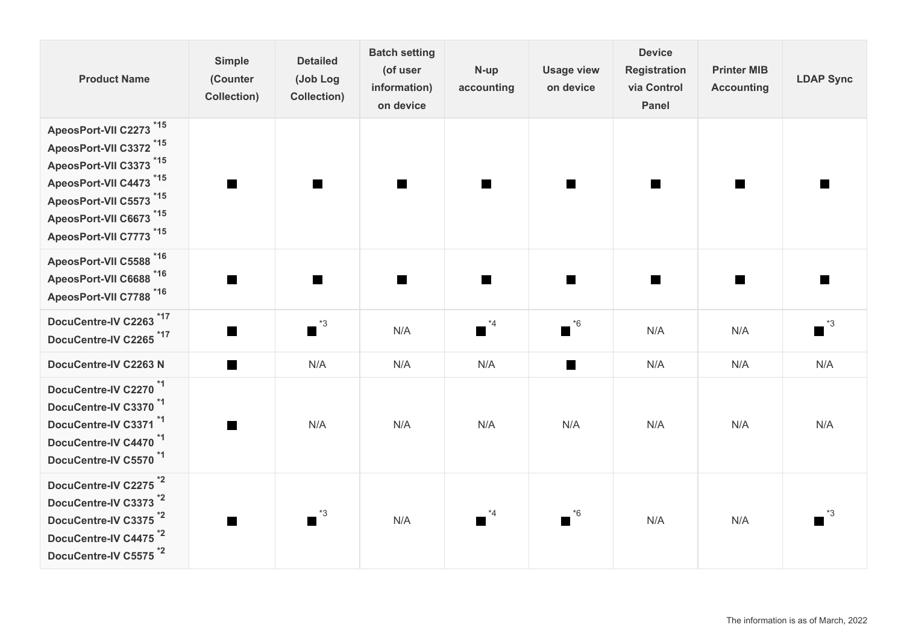| Product Name | Simple (Counter Collection) | Detailed (Job Log Collection) | Batch setting (of user information) on device | N-up accounting | Usage view on device | Device Registration via Control Panel | Printer MIB Accounting | LDAP Sync |
|---|---|---|---|---|---|---|---|---|
| ApeosPort-VII C2273 *15<br>ApeosPort-VII C3372 *15<br>ApeosPort-VII C3373 *15<br>ApeosPort-VII C4473 *15<br>ApeosPort-VII C5573 *15<br>ApeosPort-VII C6673 *15<br>ApeosPort-VII C7773 *15 | ■ | ■ | ■ | ■ | ■ | ■ | ■ | ■ |
| ApeosPort-VII C5588 *16<br>ApeosPort-VII C6688 *16<br>ApeosPort-VII C7788 *16 | ■ | ■ | ■ | ■ | ■ | ■ | ■ | ■ |
| DocuCentre-IV C2263 *17<br>DocuCentre-IV C2265 *17 | ■ | ■ *3 | N/A | ■ *4 | ■ *6 | N/A | N/A | ■ *3 |
| DocuCentre-IV C2263 N | ■ | N/A | N/A | N/A | ■ | N/A | N/A | N/A |
| DocuCentre-IV C2270 *1<br>DocuCentre-IV C3370 *1<br>DocuCentre-IV C3371 *1<br>DocuCentre-IV C4470 *1<br>DocuCentre-IV C5570 *1 | ■ | N/A | N/A | N/A | N/A | N/A | N/A | N/A |
| DocuCentre-IV C2275 *2<br>DocuCentre-IV C3373 *2<br>DocuCentre-IV C3375 *2<br>DocuCentre-IV C4475 *2<br>DocuCentre-IV C5575 *2 | ■ | ■ *3 | N/A | ■ *4 | ■ *6 | N/A | N/A | ■ *3 |

The information is as of March, 2022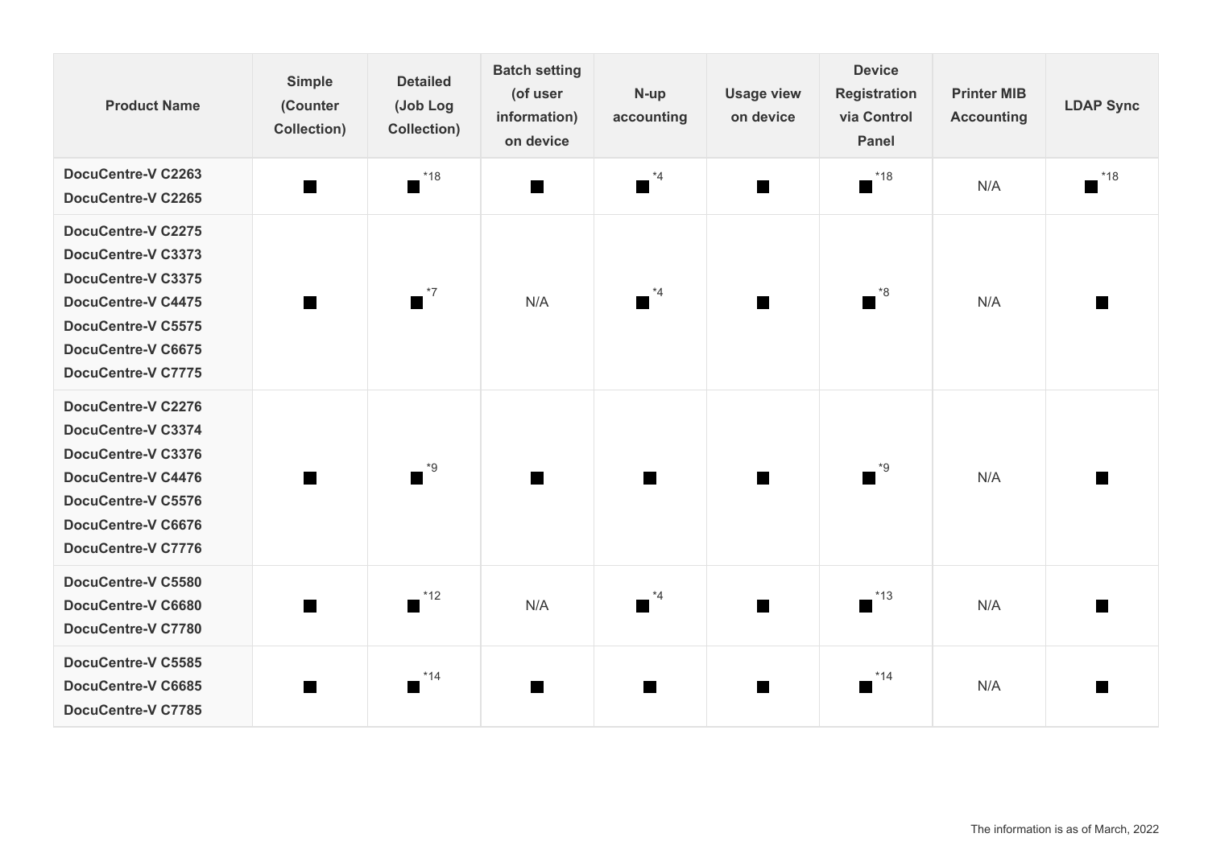| Product Name | Simple (Counter Collection) | Detailed (Job Log Collection) | Batch setting (of user information) on device | N-up accounting | Usage view on device | Device Registration via Control Panel | Printer MIB Accounting | LDAP Sync |
|---|---|---|---|---|---|---|---|---|
| DocuCentre-V C2263<br>DocuCentre-V C2265 | ■ | ■[*18] | ■ | ■[*4] | ■ | ■[*18] | N/A | ■[*18] |
| DocuCentre-V C2275<br>DocuCentre-V C3373<br>DocuCentre-V C3375<br>DocuCentre-V C4475<br>DocuCentre-V C5575<br>DocuCentre-V C6675<br>DocuCentre-V C7775 | ■ | ■[*7] | N/A | ■[*4] | ■ | ■[*8] | N/A | ■ |
| DocuCentre-V C2276<br>DocuCentre-V C3374<br>DocuCentre-V C3376<br>DocuCentre-V C4476<br>DocuCentre-V C5576<br>DocuCentre-V C6676<br>DocuCentre-V C7776 | ■ | ■[*9] | ■ | ■ | ■ | ■[*9] | N/A | ■ |
| DocuCentre-V C5580<br>DocuCentre-V C6680<br>DocuCentre-V C7780 | ■ | ■[*12] | N/A | ■[*4] | ■ | ■[*13] | N/A | ■ |
| DocuCentre-V C5585<br>DocuCentre-V C6685<br>DocuCentre-V C7785 | ■ | ■[*14] | ■ | ■ | ■ | ■[*14] | N/A | ■ |

The information is as of March, 2022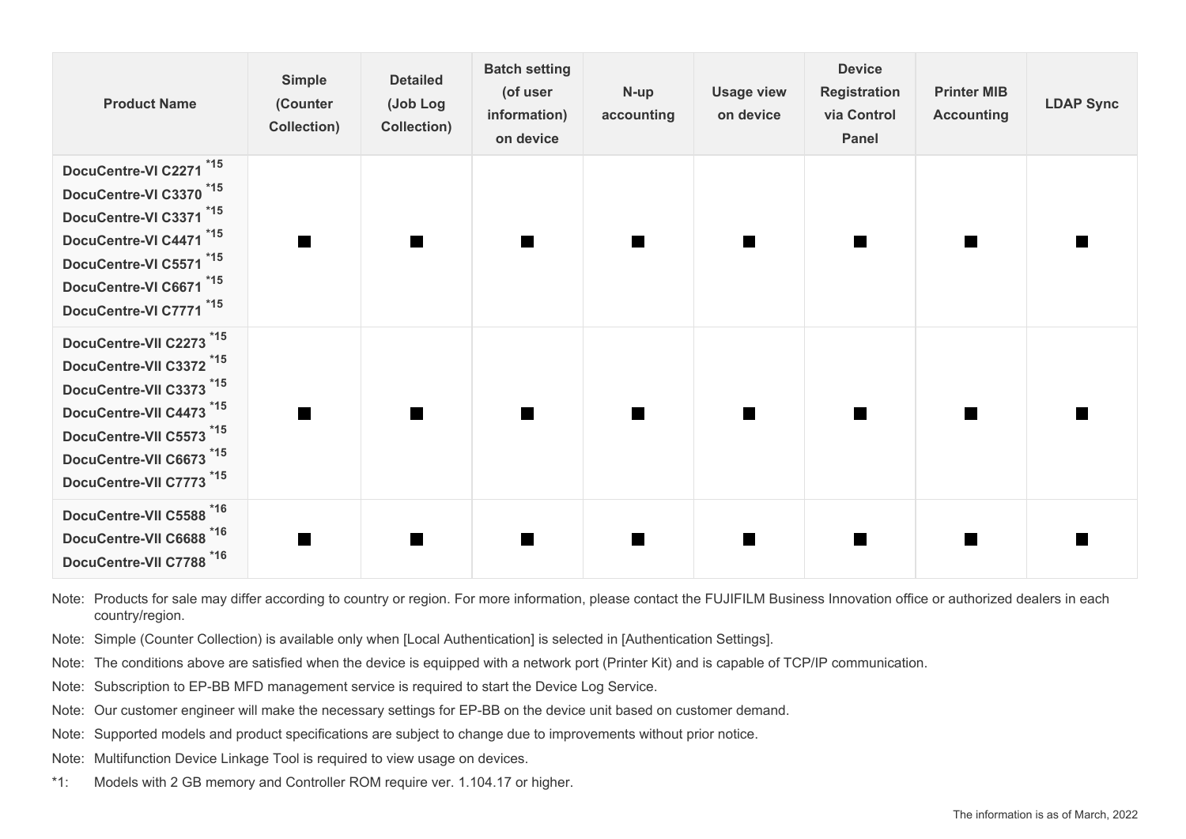| Product Name | Simple (Counter Collection) | Detailed (Job Log Collection) | Batch setting (of user information) on device | N-up accounting | Usage view on device | Device Registration via Control Panel | Printer MIB Accounting | LDAP Sync |
|---|---|---|---|---|---|---|---|---|
| **DocuCentre-VI C2271** *15<br>**DocuCentre-VI C3370** *15<br>**DocuCentre-VI C3371** *15<br>**DocuCentre-VI C4471** *15<br>**DocuCentre-VI C5571** *15<br>**DocuCentre-VI C6671** *15<br>**DocuCentre-VI C7771** *15 | ■ | ■ | ■ | ■ | ■ | ■ | ■ | ■ |
| **DocuCentre-VII C2273** *15<br>**DocuCentre-VII C3372** *15<br>**DocuCentre-VII C3373** *15<br>**DocuCentre-VII C4473** *15<br>**DocuCentre-VII C5573** *15<br>**DocuCentre-VII C6673** *15<br>**DocuCentre-VII C7773** *15 | ■ | ■ | ■ | ■ | ■ | ■ | ■ | ■ |
| **DocuCentre-VII C5588** *16<br>**DocuCentre-VII C6688** *16<br>**DocuCentre-VII C7788** *16 | ■ | ■ | ■ | ■ | ■ | ■ | ■ | ■ |

Note: Products for sale may differ according to country or region. For more information, please contact the FUJIFILM Business Innovation office or authorized dealers in each country/region.

Note: Simple (Counter Collection) is available only when [Local Authentication] is selected in [Authentication Settings].

Note: The conditions above are satisfied when the device is equipped with a network port (Printer Kit) and is capable of TCP/IP communication.

Note: Subscription to EP-BB MFD management service is required to start the Device Log Service.

Note: Our customer engineer will make the necessary settings for EP-BB on the device unit based on customer demand.

Note: Supported models and product specifications are subject to change due to improvements without prior notice.

Note: Multifunction Device Linkage Tool is required to view usage on devices.

*1: Models with 2 GB memory and Controller ROM require ver. 1.104.17 or higher.

The information is as of March, 2022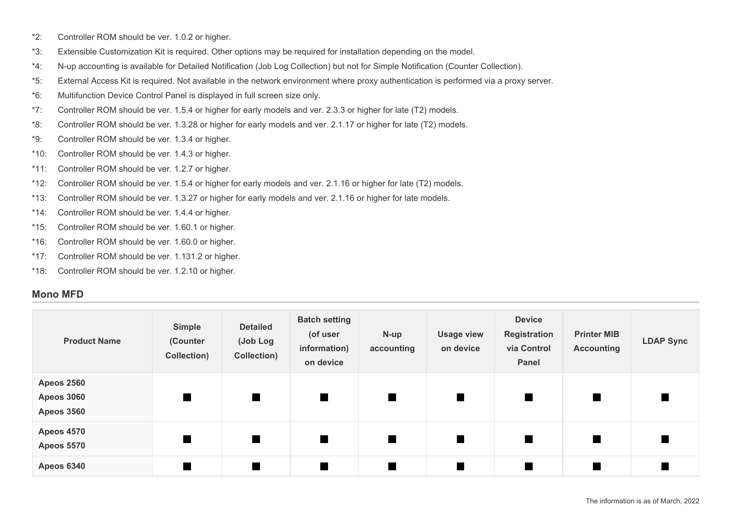*2: Controller ROM should be ver. 1.0.2 or higher.

*3: Extensible Customization Kit is required. Other options may be required for installation depending on the model.

*4: N-up accounting is available for Detailed Notification (Job Log Collection) but not for Simple Notification (Counter Collection).

*5: External Access Kit is required. Not available in the network environment where proxy authentication is performed via a proxy server.

*6: Multifunction Device Control Panel is displayed in full screen size only.

*7: Controller ROM should be ver. 1.5.4 or higher for early models and ver. 2.3.3 or higher for late (T2) models.

*8: Controller ROM should be ver. 1.3.28 or higher for early models and ver. 2.1.17 or higher for late (T2) models.

*9: Controller ROM should be ver. 1.3.4 or higher.

*10: Controller ROM should be ver. 1.4.3 or higher.

*11: Controller ROM should be ver. 1.2.7 or higher.

*12: Controller ROM should be ver. 1.5.4 or higher for early models and ver. 2.1.16 or higher for late (T2) models.

*13: Controller ROM should be ver. 1.3.27 or higher for early models and ver. 2.1.16 or higher for late models.

*14: Controller ROM should be ver. 1.4.4 or higher.

*15: Controller ROM should be ver. 1.60.1 or higher.

*16: Controller ROM should be ver. 1.60.0 or higher.

*17: Controller ROM should be ver. 1.131.2 or higher.

*18: Controller ROM should be ver. 1.2.10 or higher.

## Mono MFD

| Product Name | Simple (Counter Collection) | Detailed (Job Log Collection) | Batch setting (of user information) on device | N-up accounting | Usage view on device | Device Registration via Control Panel | Printer MIB Accounting | LDAP Sync |
|---|---|---|---|---|---|---|---|---|
| Apeos 2560<br>Apeos 3060<br>Apeos 3560 | ■ | ■ | ■ | ■ | ■ | ■ | ■ | ■ |
| Apeos 4570<br>Apeos 5570 | ■ | ■ | ■ | ■ | ■ | ■ | ■ | ■ |
| Apeos 6340 | ■ | ■ | ■ | ■ | ■ | ■ | ■ | ■ |

The information is as of March, 2022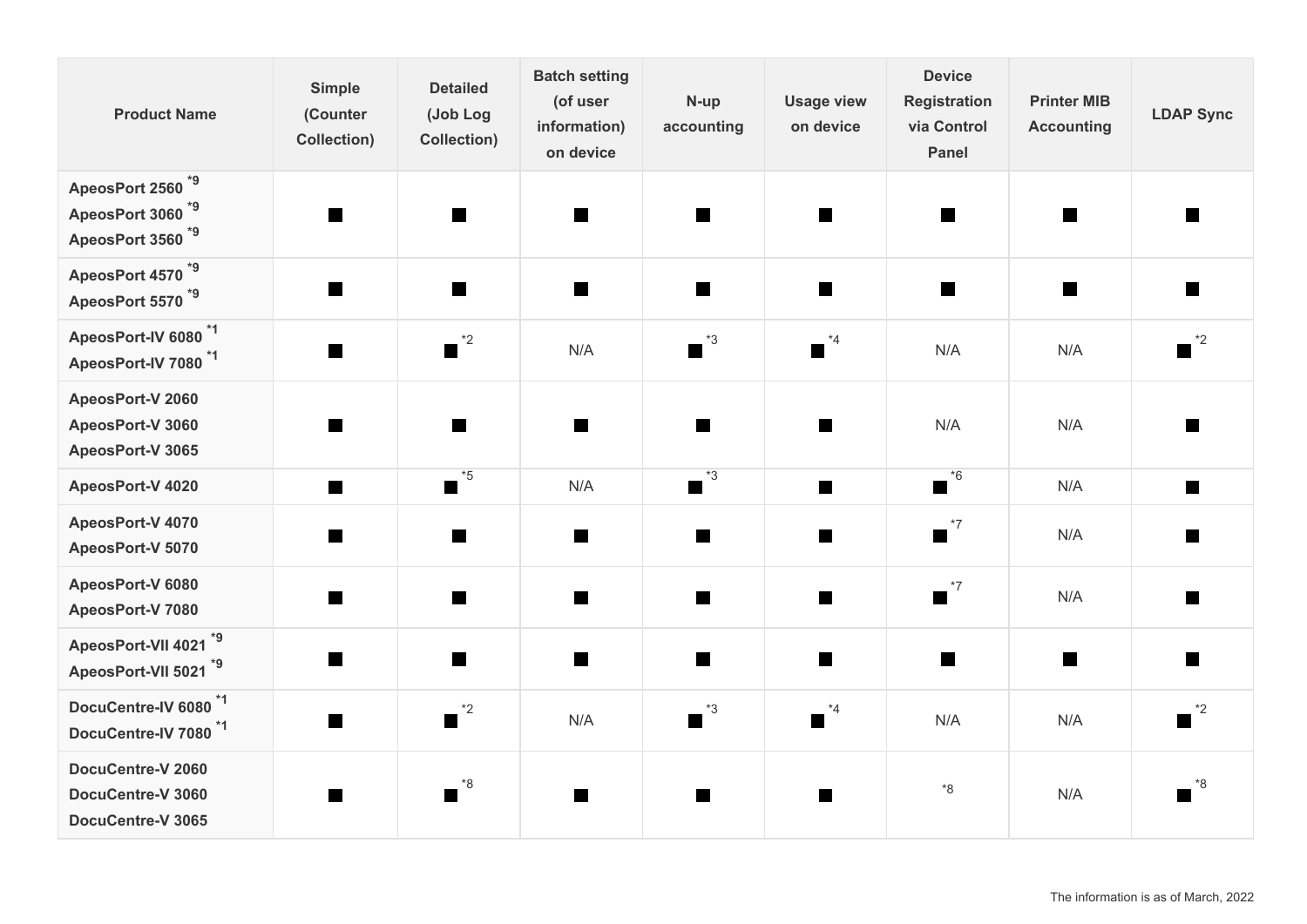| Product Name | Simple (Counter Collection) | Detailed (Job Log Collection) | Batch setting (of user information) on device | N-up accounting | Usage view on device | Device Registration via Control Panel | Printer MIB Accounting | LDAP Sync |
|---|---|---|---|---|---|---|---|---|
| ApeosPort 2560 [*9]<br>ApeosPort 3060 [*9]<br>ApeosPort 3560 [*9] | ■ | ■ | ■ | ■ | ■ | ■ | ■ | ■ |
| ApeosPort 4570 [*9]<br>ApeosPort 5570 [*9] | ■ | ■ | ■ | ■ | ■ | ■ | ■ | ■ |
| ApeosPort-IV 6080 [*1]<br>ApeosPort-IV 7080 [*1] | ■ | ■ [*2] | N/A | ■ [*3] | ■ [*4] | N/A | N/A | ■ [*2] |
| ApeosPort-V 2060<br>ApeosPort-V 3060<br>ApeosPort-V 3065 | ■ | ■ | ■ | ■ | ■ | N/A | N/A | ■ |
| ApeosPort-V 4020 | ■ | ■ [*5] | N/A | ■ [*3] | ■ | ■ [*6] | N/A | ■ |
| ApeosPort-V 4070<br>ApeosPort-V 5070 | ■ | ■ | ■ | ■ | ■ | ■ [*7] | N/A | ■ |
| ApeosPort-V 6080<br>ApeosPort-V 7080 | ■ | ■ | ■ | ■ | ■ | ■ [*7] | N/A | ■ |
| ApeosPort-VII 4021 [*9]<br>ApeosPort-VII 5021 [*9] | ■ | ■ | ■ | ■ | ■ | ■ | ■ | ■ |
| DocuCentre-IV 6080 [*1]<br>DocuCentre-IV 7080 [*1] | ■ | ■ [*2] | N/A | ■ [*3] | ■ [*4] | N/A | N/A | ■ [*2] |
| DocuCentre-V 2060<br>DocuCentre-V 3060<br>DocuCentre-V 3065 | ■ | ■ [*8] | ■ | ■ | ■ | *8 | N/A | ■ [*8] |

The information is as of March, 2022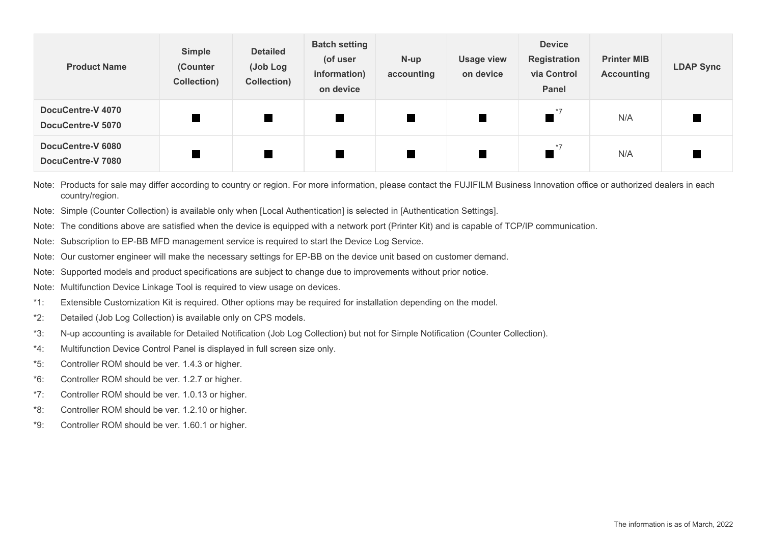| Product Name | Simple (Counter Collection) | Detailed (Job Log Collection) | Batch setting (of user information) on device | N-up accounting | Usage view on device | Device Registration via Control Panel | Printer MIB Accounting | LDAP Sync |
|---|---|---|---|---|---|---|---|---|
| DocuCentre-V 4070<br>DocuCentre-V 5070 | ■ | ■ | ■ | ■ | ■ | ■*7 | N/A | ■ |
| DocuCentre-V 6080<br>DocuCentre-V 7080 | ■ | ■ | ■ | ■ | ■ | ■*7 | N/A | ■ |

Note: Products for sale may differ according to country or region. For more information, please contact the FUJIFILM Business Innovation office or authorized dealers in each country/region.

Note: Simple (Counter Collection) is available only when [Local Authentication] is selected in [Authentication Settings].

Note: The conditions above are satisfied when the device is equipped with a network port (Printer Kit) and is capable of TCP/IP communication.

Note: Subscription to EP-BB MFD management service is required to start the Device Log Service.

Note: Our customer engineer will make the necessary settings for EP-BB on the device unit based on customer demand.

Note: Supported models and product specifications are subject to change due to improvements without prior notice.

Note: Multifunction Device Linkage Tool is required to view usage on devices.

*1: Extensible Customization Kit is required. Other options may be required for installation depending on the model.

*2: Detailed (Job Log Collection) is available only on CPS models.

*3: N-up accounting is available for Detailed Notification (Job Log Collection) but not for Simple Notification (Counter Collection).

*4: Multifunction Device Control Panel is displayed in full screen size only.

*5: Controller ROM should be ver. 1.4.3 or higher.

*6: Controller ROM should be ver. 1.2.7 or higher.

*7: Controller ROM should be ver. 1.0.13 or higher.

*8: Controller ROM should be ver. 1.2.10 or higher.

*9: Controller ROM should be ver. 1.60.1 or higher.

The information is as of March, 2022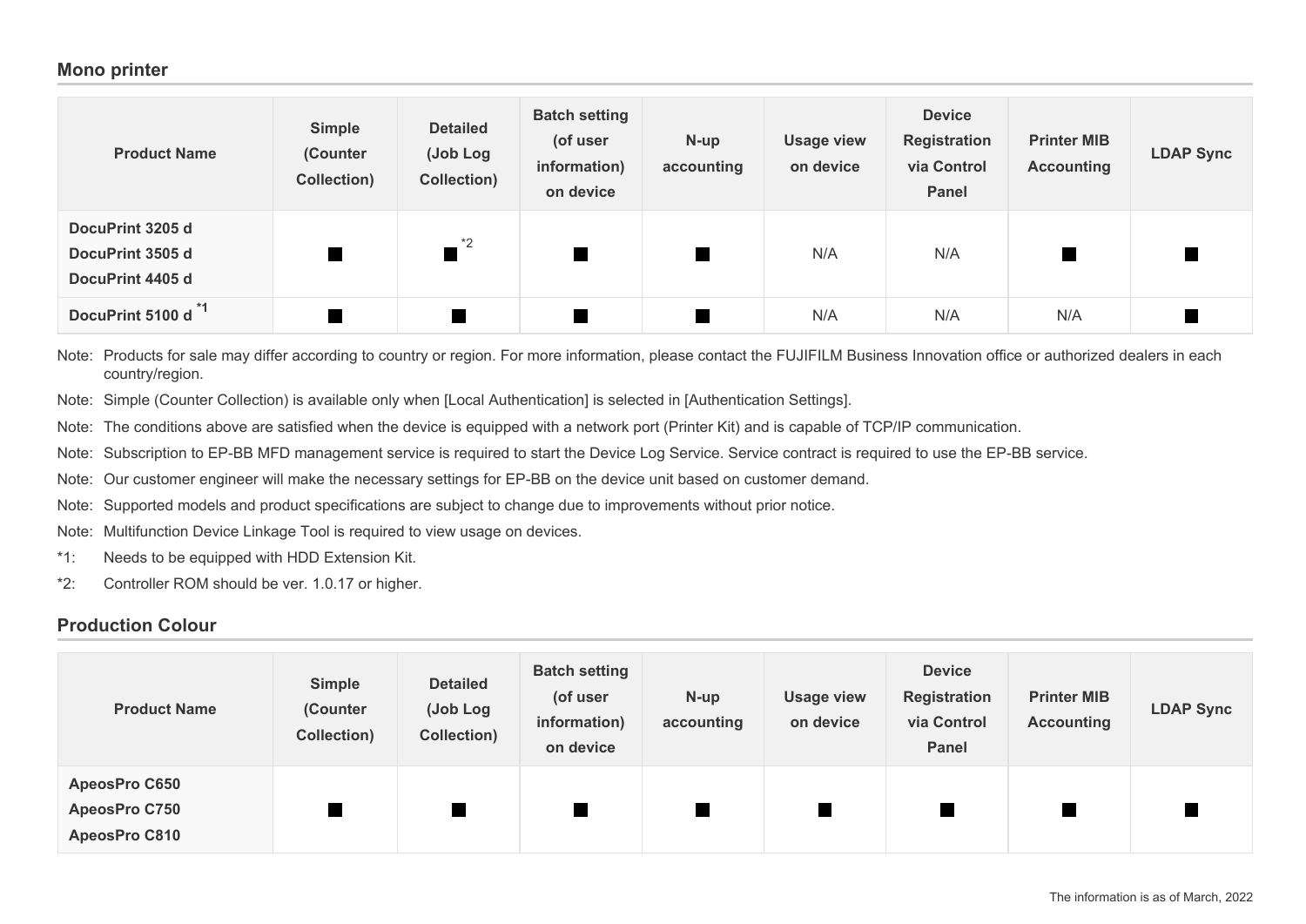## Mono printer

| Product Name | Simple (Counter Collection) | Detailed (Job Log Collection) | Batch setting (of user information) on device | N-up accounting | Usage view on device | Device Registration via Control Panel | Printer MIB Accounting | LDAP Sync |
|---|---|---|---|---|---|---|---|---|
| DocuPrint 3205 d<br>DocuPrint 3505 d<br>DocuPrint 4405 d | ■ | ■ *2 | ■ | ■ | N/A | N/A | ■ | ■ |
| DocuPrint 5100 d *1 | ■ | ■ | ■ | ■ | N/A | N/A | N/A | ■ |

Note: Products for sale may differ according to country or region. For more information, please contact the FUJIFILM Business Innovation office or authorized dealers in each country/region.

Note: Simple (Counter Collection) is available only when [Local Authentication] is selected in [Authentication Settings].

Note: The conditions above are satisfied when the device is equipped with a network port (Printer Kit) and is capable of TCP/IP communication.

Note: Subscription to EP-BB MFD management service is required to start the Device Log Service. Service contract is required to use the EP-BB service.

Note: Our customer engineer will make the necessary settings for EP-BB on the device unit based on customer demand.

Note: Supported models and product specifications are subject to change due to improvements without prior notice.

Note: Multifunction Device Linkage Tool is required to view usage on devices.

*1: Needs to be equipped with HDD Extension Kit.

*2: Controller ROM should be ver. 1.0.17 or higher.

## Production Colour

| Product Name | Simple (Counter Collection) | Detailed (Job Log Collection) | Batch setting (of user information) on device | N-up accounting | Usage view on device | Device Registration via Control Panel | Printer MIB Accounting | LDAP Sync |
|---|---|---|---|---|---|---|---|---|
| ApeosPro C650<br>ApeosPro C750<br>ApeosPro C810 | ■ | ■ | ■ | ■ | ■ | ■ | ■ | ■ |

The information is as of March, 2022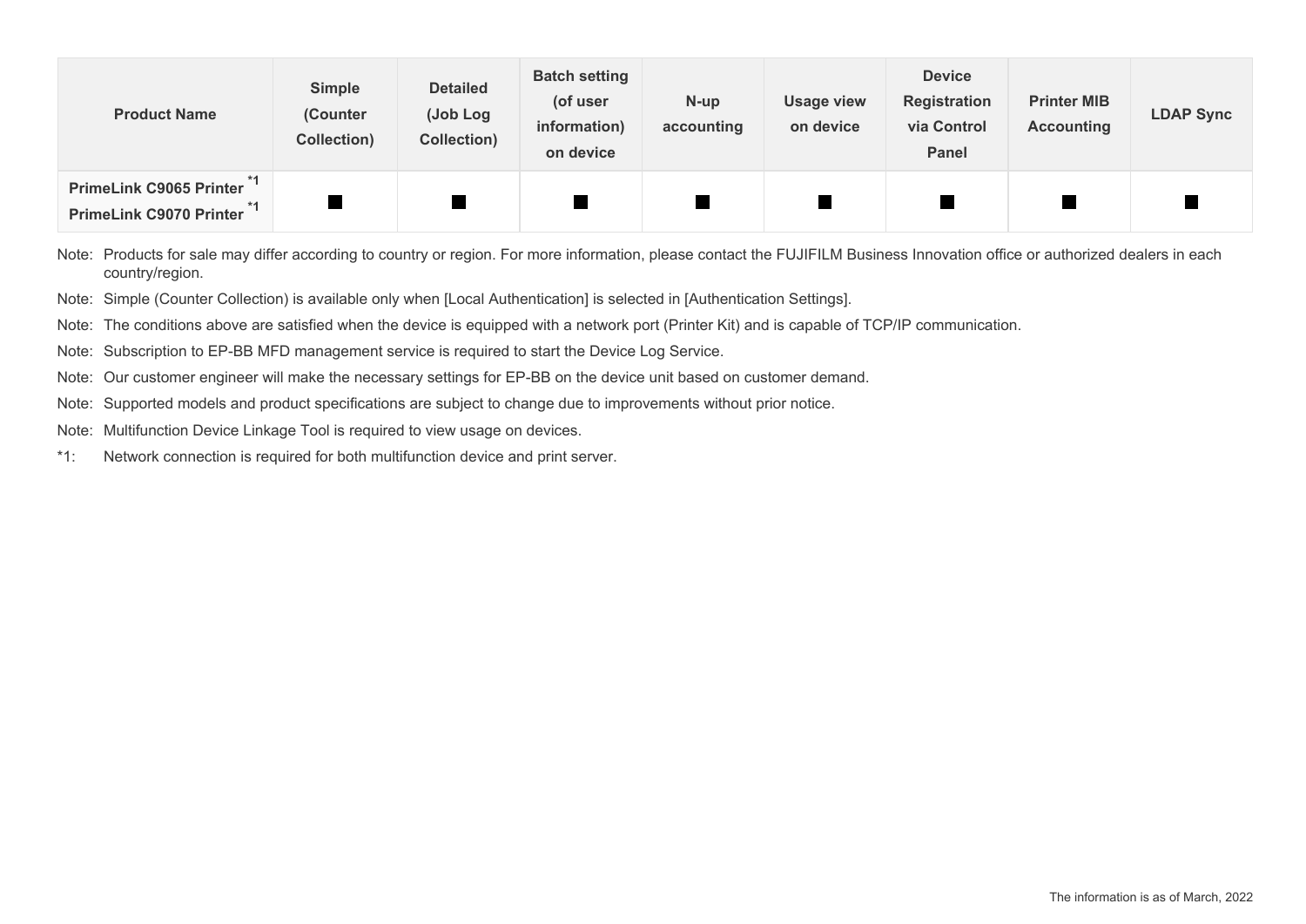| Product Name | Simple (Counter Collection) | Detailed (Job Log Collection) | Batch setting (of user information) on device | N-up accounting | Usage view on device | Device Registration via Control Panel | Printer MIB Accounting | LDAP Sync |
|---|---|---|---|---|---|---|---|---|
| PrimeLink C9065 Printer *1<br>PrimeLink C9070 Printer *1 | ■ | ■ | ■ | ■ | ■ | ■ | ■ | ■ |

Note: Products for sale may differ according to country or region. For more information, please contact the FUJIFILM Business Innovation office or authorized dealers in each country/region.

Note: Simple (Counter Collection) is available only when [Local Authentication] is selected in [Authentication Settings].

Note: The conditions above are satisfied when the device is equipped with a network port (Printer Kit) and is capable of TCP/IP communication.

Note: Subscription to EP-BB MFD management service is required to start the Device Log Service.

Note: Our customer engineer will make the necessary settings for EP-BB on the device unit based on customer demand.

Note: Supported models and product specifications are subject to change due to improvements without prior notice.

Note: Multifunction Device Linkage Tool is required to view usage on devices.

*1: Network connection is required for both multifunction device and print server.

The information is as of March, 2022